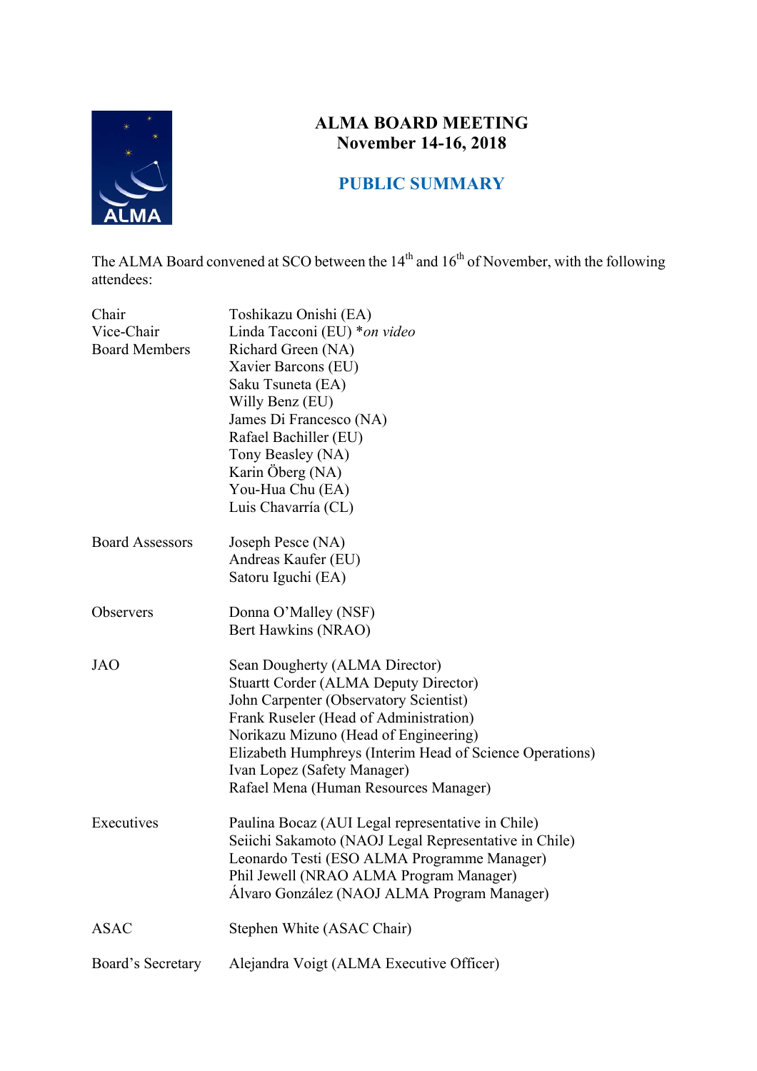# ALMA BOARD MEETING
## November 14-16, 2018

## PUBLIC SUMMARY

The ALMA Board convened at SCO between the 14th and 16th of November, with the following attendees:

| | |
|---|---|
| Chair | Toshikazu Onishi (EA) |
| Vice-Chair | Linda Tacconi (EU) **on video* |
| Board Members | Richard Green (NA) |
| | Xavier Barcons (EU) |
| | Saku Tsuneta (EA) |
| | Willy Benz (EU) |
| | James Di Francesco (NA) |
| | Rafael Bachiller (EU) |
| | Tony Beasley (NA) |
| | Karin Öberg (NA) |
| | You-Hua Chu (EA) |
| | Luis Chavarría (CL) |
| Board Assessors | Joseph Pesce (NA) |
| | Andreas Kaufer (EU) |
| | Satoru Iguchi (EA) |
| Observers | Donna O'Malley (NSF) |
| | Bert Hawkins (NRAO) |
| JAO | Sean Dougherty (ALMA Director) |
| | Stuartt Corder (ALMA Deputy Director) |
| | John Carpenter (Observatory Scientist) |
| | Frank Ruseler (Head of Administration) |
| | Norikazu Mizuno (Head of Engineering) |
| | Elizabeth Humphreys (Interim Head of Science Operations) |
| | Ivan Lopez (Safety Manager) |
| | Rafael Mena (Human Resources Manager) |
| Executives | Paulina Bocaz (AUI Legal representative in Chile) |
| | Seiichi Sakamoto (NAOJ Legal Representative in Chile) |
| | Leonardo Testi (ESO ALMA Programme Manager) |
| | Phil Jewell (NRAO ALMA Program Manager) |
| | Álvaro González (NAOJ ALMA Program Manager) |
| ASAC | Stephen White (ASAC Chair) |
| Board's Secretary | Alejandra Voigt (ALMA Executive Officer) |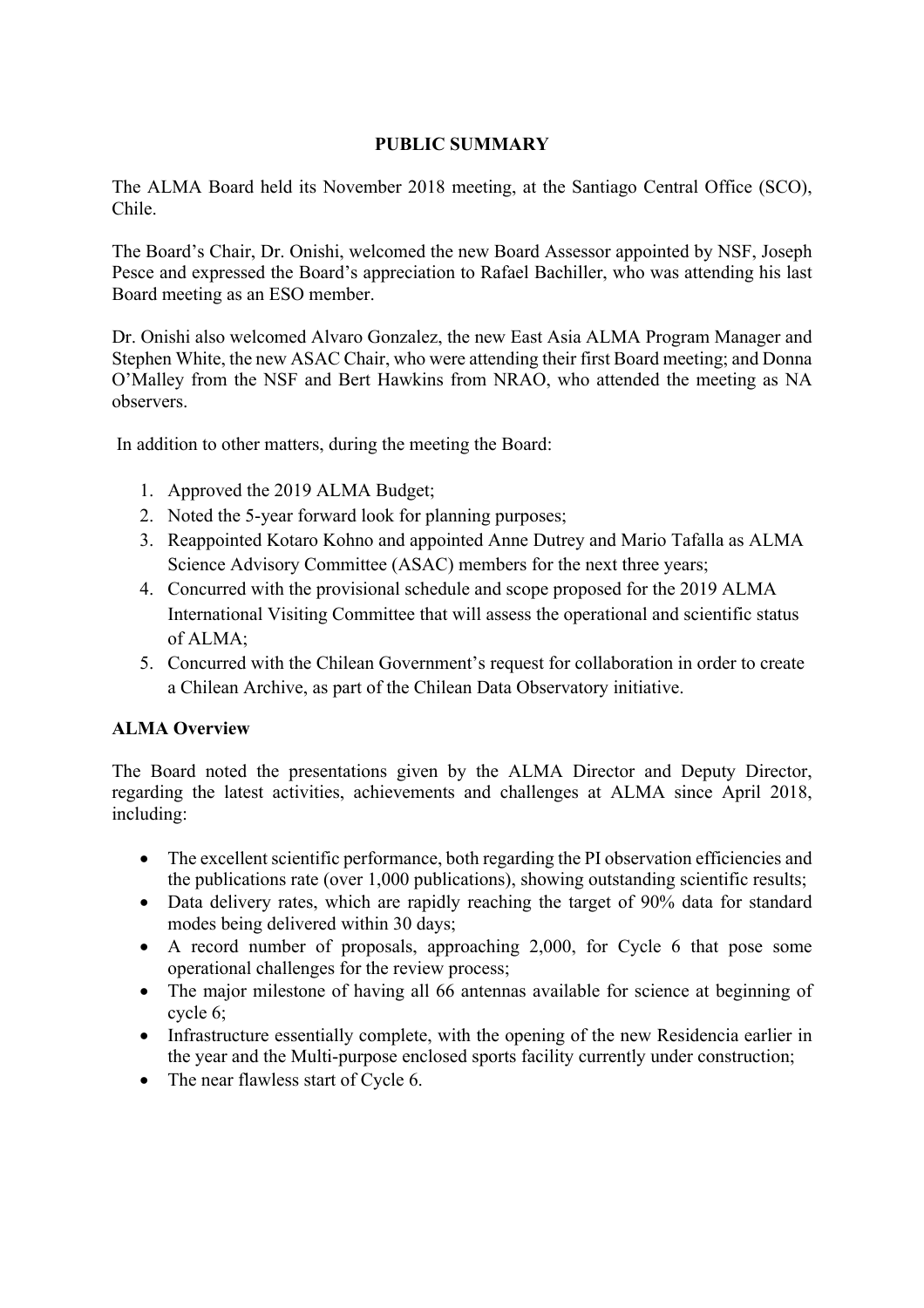**PUBLIC SUMMARY**

The ALMA Board held its November 2018 meeting, at the Santiago Central Office (SCO), Chile.

The Board's Chair, Dr. Onishi, welcomed the new Board Assessor appointed by NSF, Joseph Pesce and expressed the Board's appreciation to Rafael Bachiller, who was attending his last Board meeting as an ESO member.

Dr. Onishi also welcomed Alvaro Gonzalez, the new East Asia ALMA Program Manager and Stephen White, the new ASAC Chair, who were attending their first Board meeting; and Donna O'Malley from the NSF and Bert Hawkins from NRAO, who attended the meeting as NA observers.

In addition to other matters, during the meeting the Board:

1. Approved the 2019 ALMA Budget;
2. Noted the 5-year forward look for planning purposes;
3. Reappointed Kotaro Kohno and appointed Anne Dutrey and Mario Tafalla as ALMA Science Advisory Committee (ASAC) members for the next three years;
4. Concurred with the provisional schedule and scope proposed for the 2019 ALMA International Visiting Committee that will assess the operational and scientific status of ALMA;
5. Concurred with the Chilean Government's request for collaboration in order to create a Chilean Archive, as part of the Chilean Data Observatory initiative.

**ALMA Overview**

The Board noted the presentations given by the ALMA Director and Deputy Director, regarding the latest activities, achievements and challenges at ALMA since April 2018, including:

- The excellent scientific performance, both regarding the PI observation efficiencies and the publications rate (over 1,000 publications), showing outstanding scientific results;
- Data delivery rates, which are rapidly reaching the target of 90% data for standard modes being delivered within 30 days;
- A record number of proposals, approaching 2,000, for Cycle 6 that pose some operational challenges for the review process;
- The major milestone of having all 66 antennas available for science at beginning of cycle 6;
- Infrastructure essentially complete, with the opening of the new Residencia earlier in the year and the Multi-purpose enclosed sports facility currently under construction;
- The near flawless start of Cycle 6.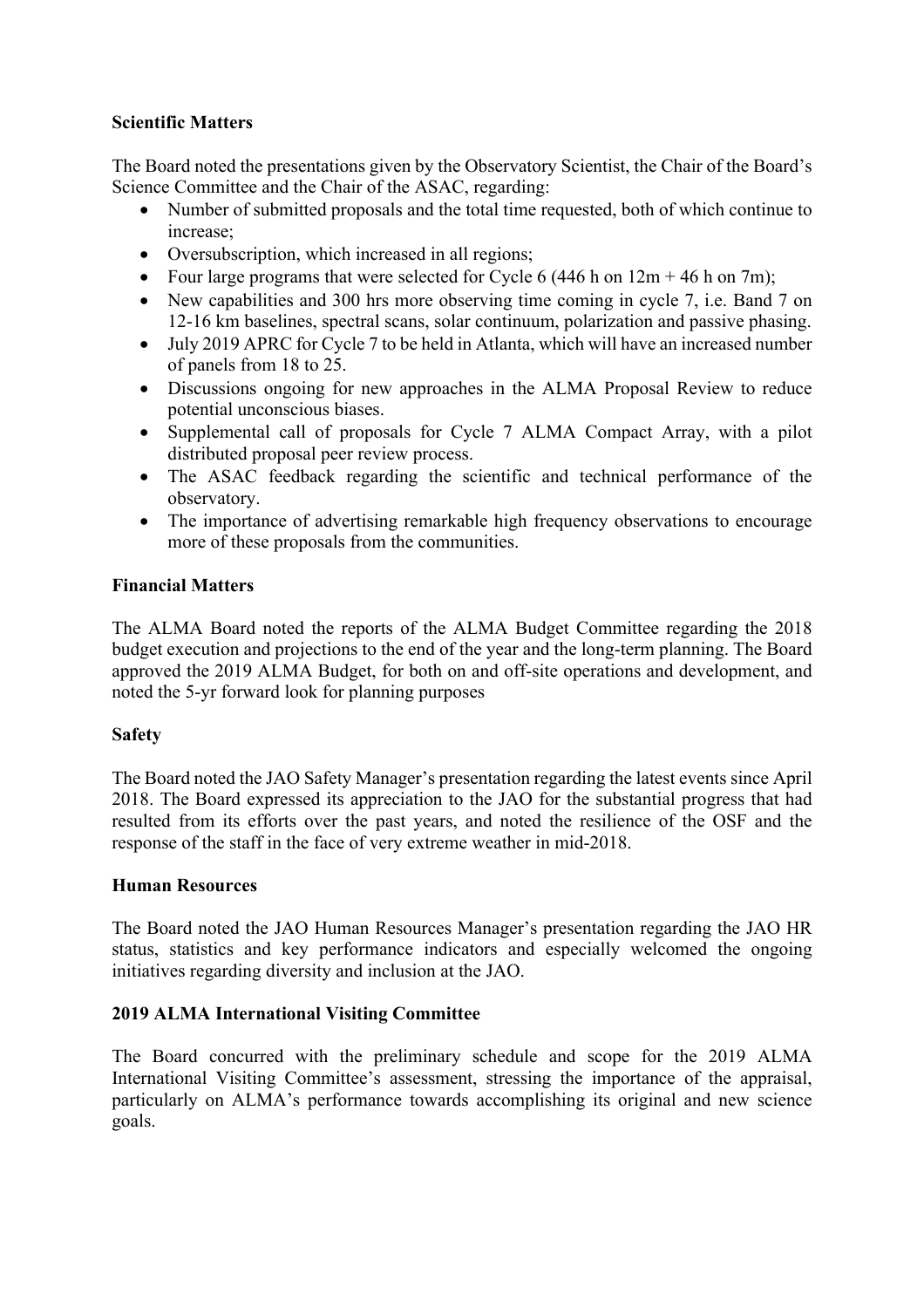**Scientific Matters**

The Board noted the presentations given by the Observatory Scientist, the Chair of the Board's Science Committee and the Chair of the ASAC, regarding:

- Number of submitted proposals and the total time requested, both of which continue to increase;
- Oversubscription, which increased in all regions;
- Four large programs that were selected for Cycle 6 (446 h on 12m + 46 h on 7m);
- New capabilities and 300 hrs more observing time coming in cycle 7, i.e. Band 7 on 12-16 km baselines, spectral scans, solar continuum, polarization and passive phasing.
- July 2019 APRC for Cycle 7 to be held in Atlanta, which will have an increased number of panels from 18 to 25.
- Discussions ongoing for new approaches in the ALMA Proposal Review to reduce potential unconscious biases.
- Supplemental call of proposals for Cycle 7 ALMA Compact Array, with a pilot distributed proposal peer review process.
- The ASAC feedback regarding the scientific and technical performance of the observatory.
- The importance of advertising remarkable high frequency observations to encourage more of these proposals from the communities.

**Financial Matters**

The ALMA Board noted the reports of the ALMA Budget Committee regarding the 2018 budget execution and projections to the end of the year and the long-term planning. The Board approved the 2019 ALMA Budget, for both on and off-site operations and development, and noted the 5-yr forward look for planning purposes

**Safety**

The Board noted the JAO Safety Manager's presentation regarding the latest events since April 2018. The Board expressed its appreciation to the JAO for the substantial progress that had resulted from its efforts over the past years, and noted the resilience of the OSF and the response of the staff in the face of very extreme weather in mid-2018.

**Human Resources**

The Board noted the JAO Human Resources Manager's presentation regarding the JAO HR status, statistics and key performance indicators and especially welcomed the ongoing initiatives regarding diversity and inclusion at the JAO.

**2019 ALMA International Visiting Committee**

The Board concurred with the preliminary schedule and scope for the 2019 ALMA International Visiting Committee's assessment, stressing the importance of the appraisal, particularly on ALMA's performance towards accomplishing its original and new science goals.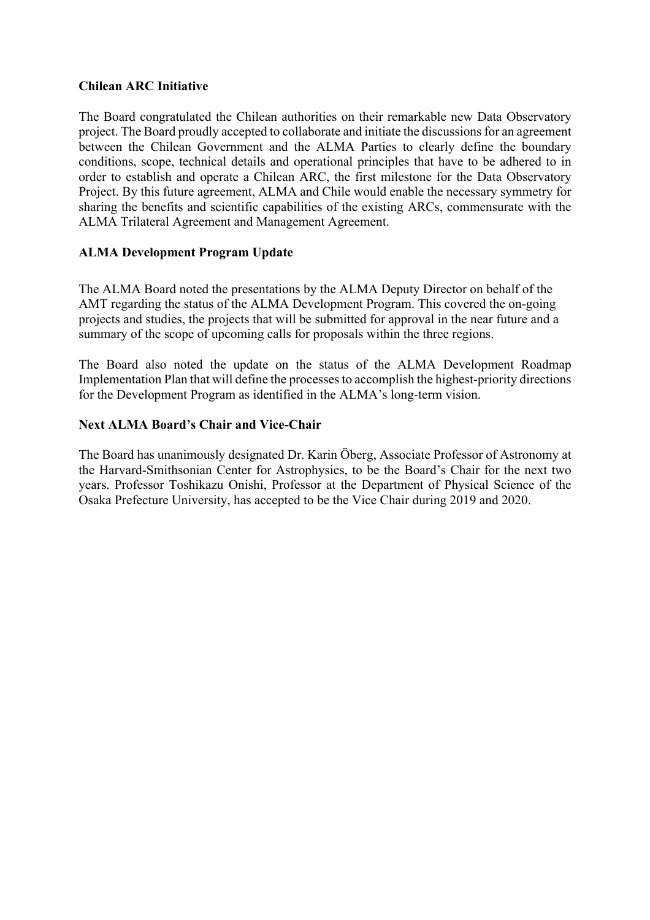**Chilean ARC Initiative**

The Board congratulated the Chilean authorities on their remarkable new Data Observatory project. The Board proudly accepted to collaborate and initiate the discussions for an agreement between the Chilean Government and the ALMA Parties to clearly define the boundary conditions, scope, technical details and operational principles that have to be adhered to in order to establish and operate a Chilean ARC, the first milestone for the Data Observatory Project. By this future agreement, ALMA and Chile would enable the necessary symmetry for sharing the benefits and scientific capabilities of the existing ARCs, commensurate with the ALMA Trilateral Agreement and Management Agreement.

**ALMA Development Program Update**

The ALMA Board noted the presentations by the ALMA Deputy Director on behalf of the AMT regarding the status of the ALMA Development Program. This covered the on-going projects and studies, the projects that will be submitted for approval in the near future and a summary of the scope of upcoming calls for proposals within the three regions.

The Board also noted the update on the status of the ALMA Development Roadmap Implementation Plan that will define the processes to accomplish the highest-priority directions for the Development Program as identified in the ALMA's long-term vision.

**Next ALMA Board's Chair and Vice-Chair**

The Board has unanimously designated Dr. Karin Öberg, Associate Professor of Astronomy at the Harvard-Smithsonian Center for Astrophysics, to be the Board's Chair for the next two years. Professor Toshikazu Onishi, Professor at the Department of Physical Science of the Osaka Prefecture University, has accepted to be the Vice Chair during 2019 and 2020.